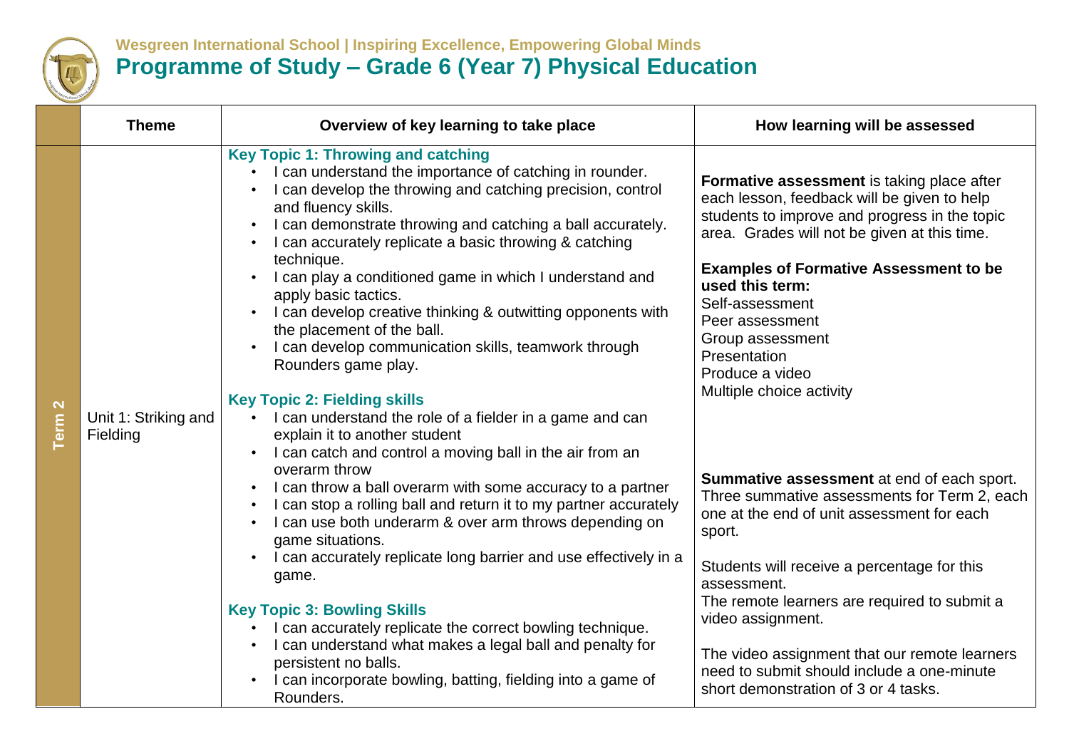**Wesgreen International School | Inspiring Excellence, Empowering Global Minds**

# Programme of Study – Grade 6 (Year 7) Physical Education

| | Theme | Overview of key learning to take place | How learning will be assessed |
|---|---|---|---|
| Term 2 | Unit 1: Striking and Fielding | **Key Topic 1: Throwing and catching**<br>• I can understand the importance of catching in rounder.<br>• I can develop the throwing and catching precision, control and fluency skills.<br>• I can demonstrate throwing and catching a ball accurately.<br>• I can accurately replicate a basic throwing & catching technique.<br>• I can play a conditioned game in which I understand and apply basic tactics.<br>• I can develop creative thinking & outwitting opponents with the placement of the ball.<br>• I can develop communication skills, teamwork through Rounders game play.<br><br>**Key Topic 2: Fielding skills**<br>• I can understand the role of a fielder in a game and can explain it to another student<br>• I can catch and control a moving ball in the air from an overarm throw<br>• I can throw a ball overarm with some accuracy to a partner<br>• I can stop a rolling ball and return it to my partner accurately<br>• I can use both underarm & over arm throws depending on game situations.<br>• I can accurately replicate long barrier and use effectively in a game.<br><br>**Key Topic 3: Bowling Skills**<br>• I can accurately replicate the correct bowling technique.<br>• I can understand what makes a legal ball and penalty for persistent no balls.<br>• I can incorporate bowling, batting, fielding into a game of Rounders. | **Formative assessment** is taking place after each lesson, feedback will be given to help students to improve and progress in the topic area. Grades will not be given at this time.<br><br>**Examples of Formative Assessment to be used this term:**<br>Self-assessment<br>Peer assessment<br>Group assessment<br>Presentation<br>Produce a video<br>Multiple choice activity<br><br>**Summative assessment** at end of each sport. Three summative assessments for Term 2, each one at the end of unit assessment for each sport.<br><br>Students will receive a percentage for this assessment.<br>The remote learners are required to submit a video assignment.<br><br>The video assignment that our remote learners need to submit should include a one-minute short demonstration of 3 or 4 tasks. |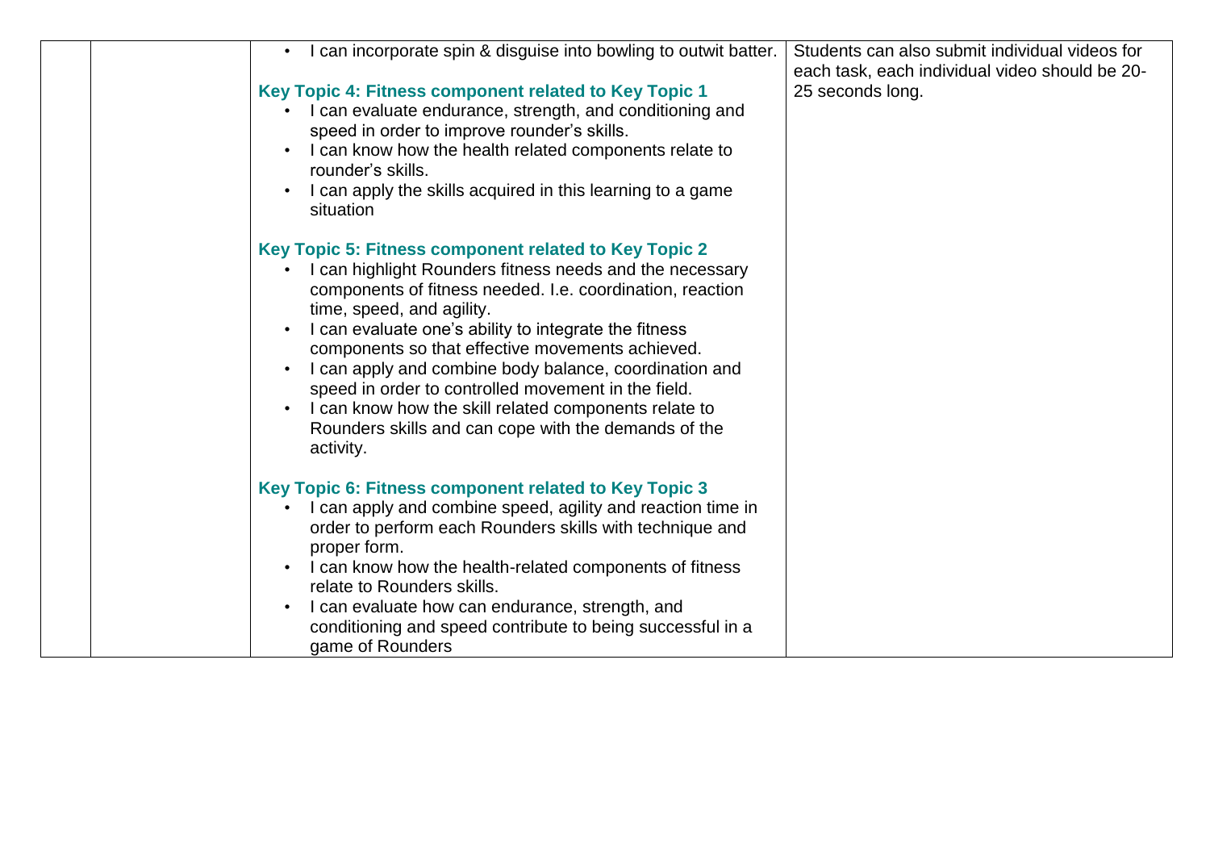| | | | |
|---|---|---|---|
| | | • I can incorporate spin & disguise into bowling to outwit batter.<br><br>**Key Topic 4: Fitness component related to Key Topic 1**<br>• I can evaluate endurance, strength, and conditioning and speed in order to improve rounder's skills.<br>• I can know how the health related components relate to rounder's skills.<br>• I can apply the skills acquired in this learning to a game situation<br><br>**Key Topic 5: Fitness component related to Key Topic 2**<br>• I can highlight Rounders fitness needs and the necessary components of fitness needed. I.e. coordination, reaction time, speed, and agility.<br>• I can evaluate one's ability to integrate the fitness components so that effective movements achieved.<br>• I can apply and combine body balance, coordination and speed in order to controlled movement in the field.<br>• I can know how the skill related components relate to Rounders skills and can cope with the demands of the activity.<br><br>**Key Topic 6: Fitness component related to Key Topic 3**<br>• I can apply and combine speed, agility and reaction time in order to perform each Rounders skills with technique and proper form.<br>• I can know how the health-related components of fitness relate to Rounders skills.<br>• I can evaluate how can endurance, strength, and conditioning and speed contribute to being successful in a game of Rounders | Students can also submit individual videos for each task, each individual video should be 20-25 seconds long. |